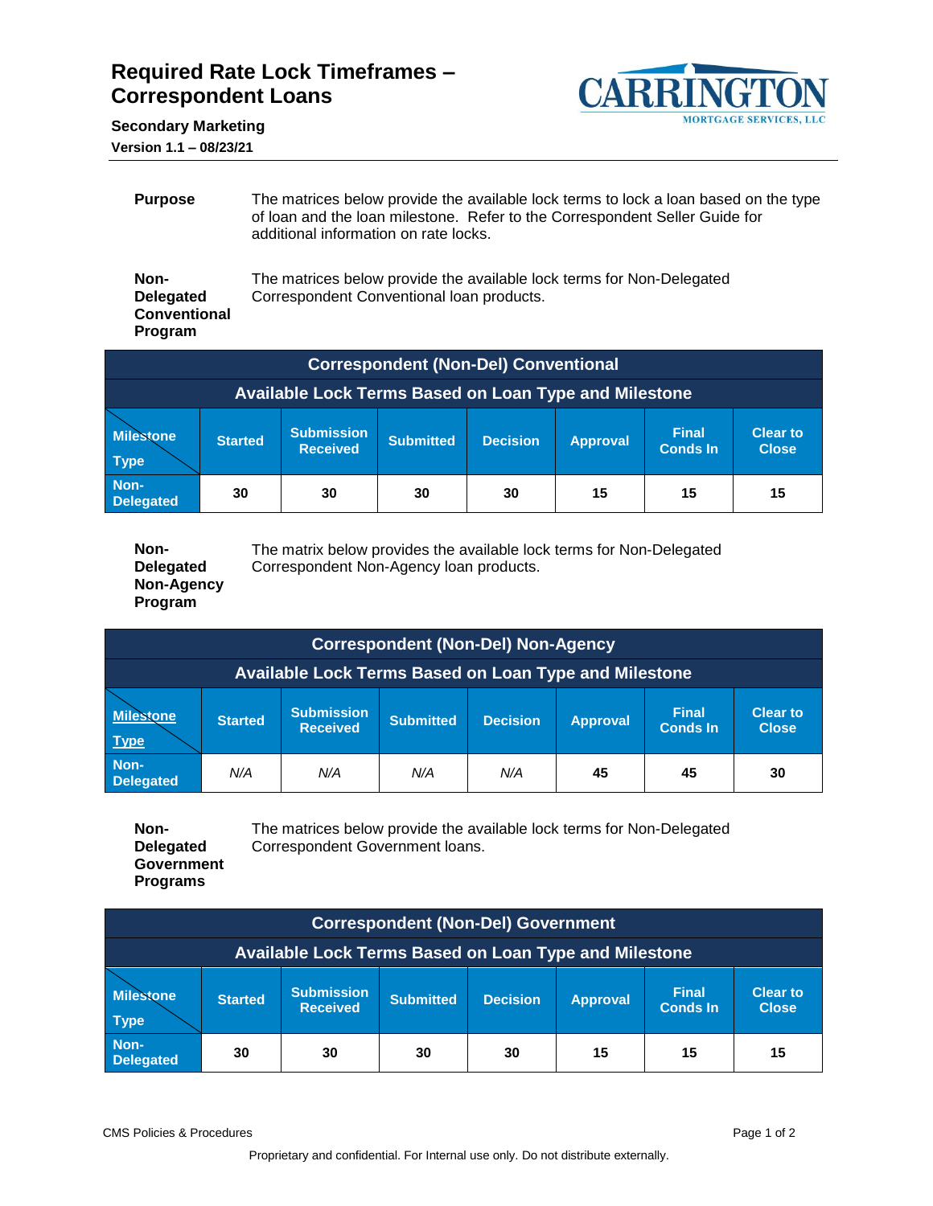# Required Rate Lock Timeframes – Correspondent Loans

**Secondary Marketing**

**Version 1.1 – 08/23/21**

CARRINGTON MORTGAGE SERVICES, LLC

---

**Purpose**

The matrices below provide the available lock terms to lock a loan based on the type of loan and the loan milestone. Refer to the Correspondent Seller Guide for additional information on rate locks.

**Non-Delegated Conventional Program**

The matrices below provide the available lock terms for Non-Delegated Correspondent Conventional loan products.

| Correspondent (Non-Del) Conventional | | | | | | | |
|---|---|---|---|---|---|---|---|
| Available Lock Terms Based on Loan Type and Milestone | | | | | | | |
| Milestone / Type | Started | Submission Received | Submitted | Decision | Approval | Final Conds In | Clear to Close |
| Non-Delegated | 30 | 30 | 30 | 30 | 15 | 15 | 15 |

**Non-Delegated Non-Agency Program**

The matrix below provides the available lock terms for Non-Delegated Correspondent Non-Agency loan products.

| Correspondent (Non-Del) Non-Agency | | | | | | | |
|---|---|---|---|---|---|---|---|
| Available Lock Terms Based on Loan Type and Milestone | | | | | | | |
| Milestone / Type | Started | Submission Received | Submitted | Decision | Approval | Final Conds In | Clear to Close |
| Non-Delegated | *N/A* | *N/A* | *N/A* | *N/A* | 45 | 45 | 30 |

**Non-Delegated Government Programs**

The matrices below provide the available lock terms for Non-Delegated Correspondent Government loans.

| Correspondent (Non-Del) Government | | | | | | | |
|---|---|---|---|---|---|---|---|
| Available Lock Terms Based on Loan Type and Milestone | | | | | | | |
| Milestone / Type | Started | Submission Received | Submitted | Decision | Approval | Final Conds In | Clear to Close |
| Non-Delegated | 30 | 30 | 30 | 30 | 15 | 15 | 15 |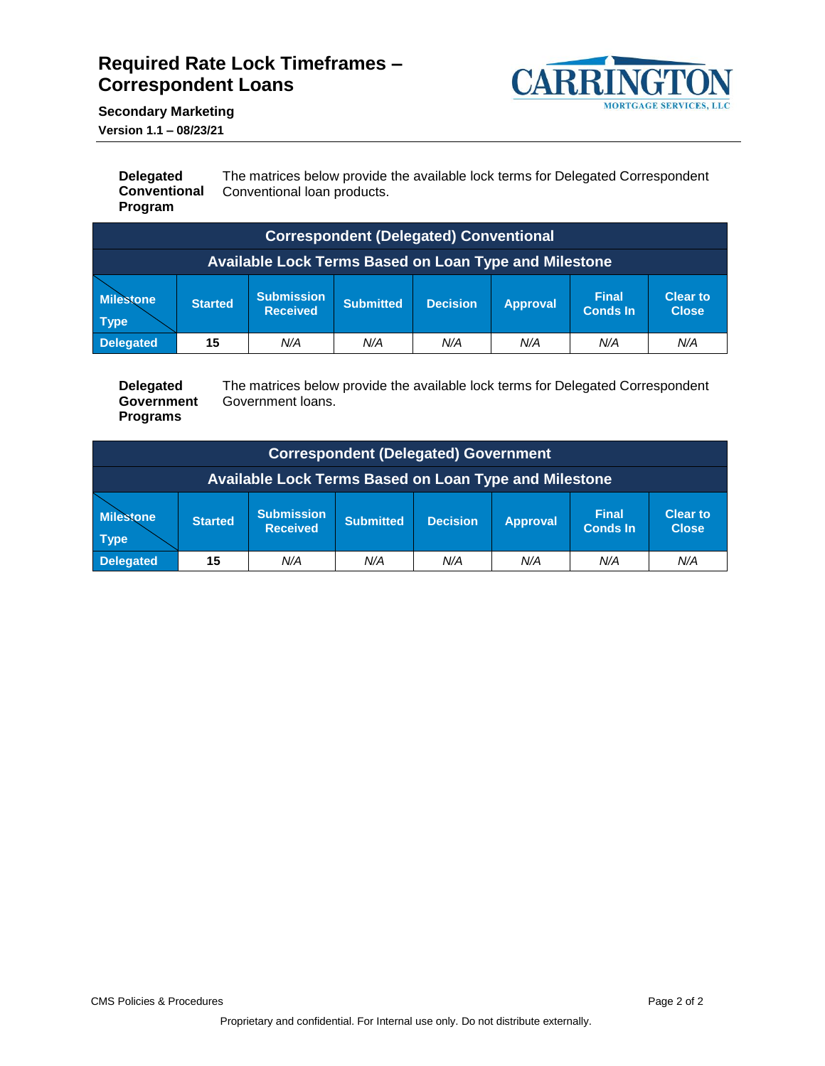# Required Rate Lock Timeframes – Correspondent Loans

**Secondary Marketing**

**Version 1.1 – 08/23/21**

**Delegated Conventional Program**

The matrices below provide the available lock terms for Delegated Correspondent Conventional loan products.

| Correspondent (Delegated) Conventional | | | | | | | |
|---|---|---|---|---|---|---|---|
| Available Lock Terms Based on Loan Type and Milestone | | | | | | | |
| Milestone / Type | Started | Submission Received | Submitted | Decision | Approval | Final Conds In | Clear to Close |
| Delegated | 15 | *N/A* | *N/A* | *N/A* | *N/A* | *N/A* | *N/A* |

**Delegated Government Programs**

The matrices below provide the available lock terms for Delegated Correspondent Government loans.

| Correspondent (Delegated) Government | | | | | | | |
|---|---|---|---|---|---|---|---|
| Available Lock Terms Based on Loan Type and Milestone | | | | | | | |
| Milestone / Type | Started | Submission Received | Submitted | Decision | Approval | Final Conds In | Clear to Close |
| Delegated | 15 | *N/A* | *N/A* | *N/A* | *N/A* | *N/A* | *N/A* |

Proprietary and confidential. For Internal use only. Do not distribute externally.